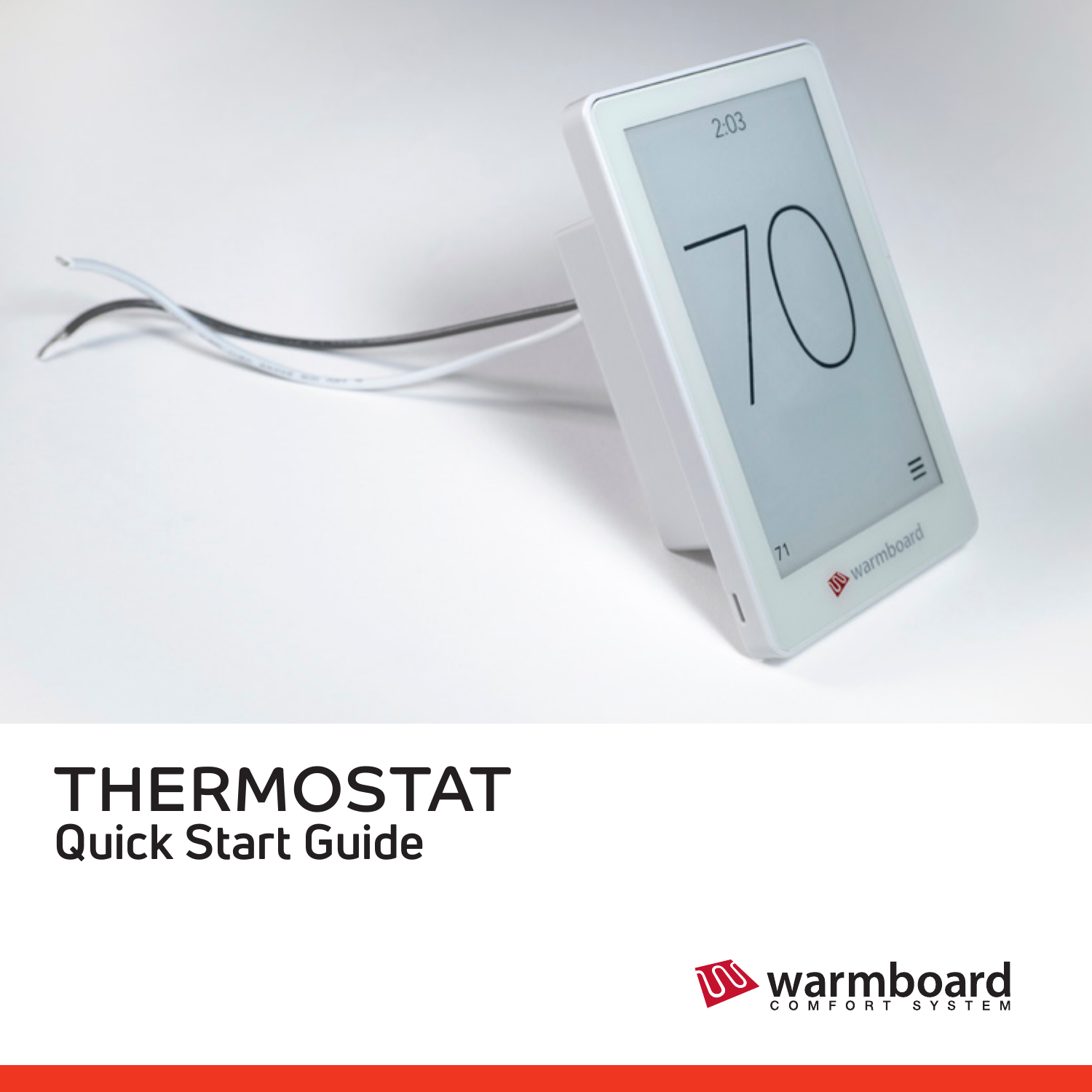# THERMOSTAT

## Quick Start Guide

warmboard
COMFORT SYSTEM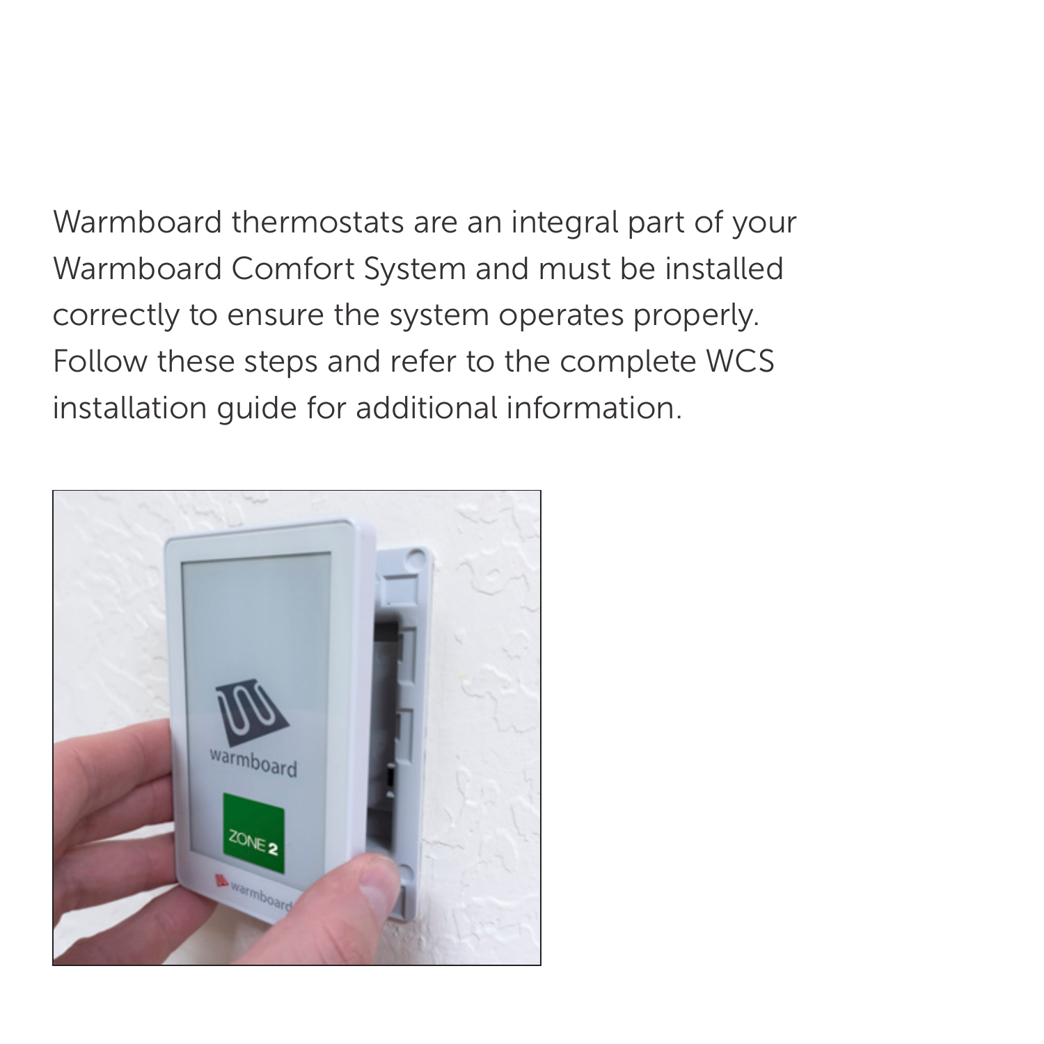Warmboard thermostats are an integral part of your Warmboard Comfort System and must be installed correctly to ensure the system operates properly. Follow these steps and refer to the complete WCS installation guide for additional information.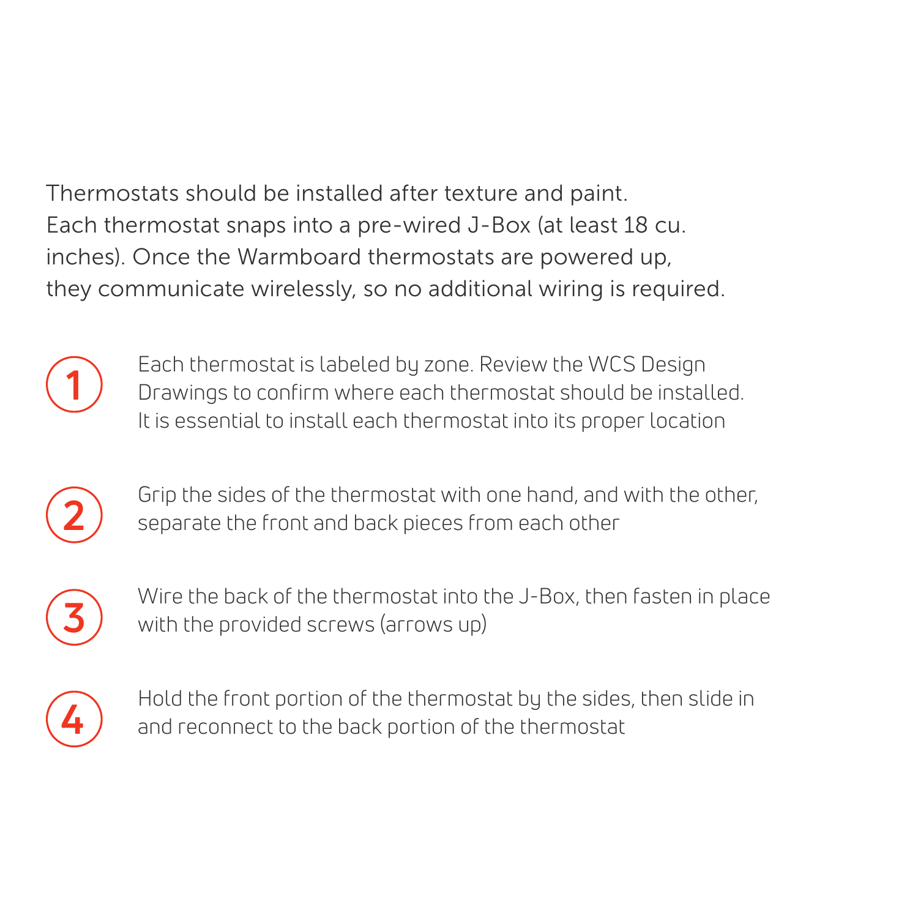Thermostats should be installed after texture and paint. Each thermostat snaps into a pre-wired J-Box (at least 18 cu. inches). Once the Warmboard thermostats are powered up, they communicate wirelessly, so no additional wiring is required.

1. Each thermostat is labeled by zone. Review the WCS Design Drawings to confirm where each thermostat should be installed. It is essential to install each thermostat into its proper location

2. Grip the sides of the thermostat with one hand, and with the other, separate the front and back pieces from each other

3. Wire the back of the thermostat into the J-Box, then fasten in place with the provided screws (arrows up)

4. Hold the front portion of the thermostat by the sides, then slide in and reconnect to the back portion of the thermostat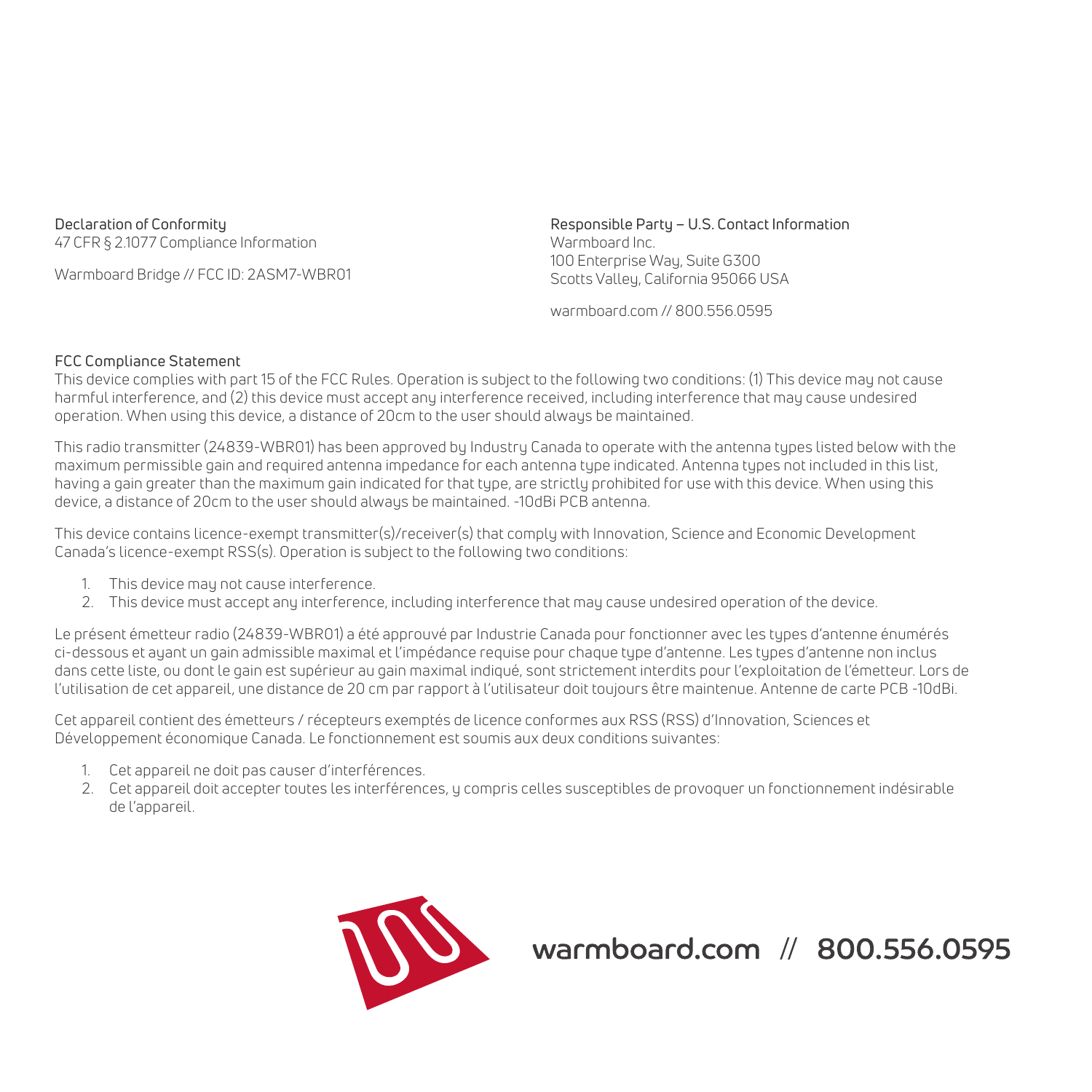**Declaration of Conformity**
47 CFR § 2.1077 Compliance Information

Warmboard Bridge // FCC ID: 2ASM7-WBR01

**Responsible Party – U.S. Contact Information**
Warmboard Inc.
100 Enterprise Way, Suite G300
Scotts Valley, California 95066 USA

warmboard.com // 800.556.0595

**FCC Compliance Statement**
This device complies with part 15 of the FCC Rules. Operation is subject to the following two conditions: (1) This device may not cause harmful interference, and (2) this device must accept any interference received, including interference that may cause undesired operation. When using this device, a distance of 20cm to the user should always be maintained.

This radio transmitter (24839-WBR01) has been approved by Industry Canada to operate with the antenna types listed below with the maximum permissible gain and required antenna impedance for each antenna type indicated. Antenna types not included in this list, having a gain greater than the maximum gain indicated for that type, are strictly prohibited for use with this device. When using this device, a distance of 20cm to the user should always be maintained. -10dBi PCB antenna.

This device contains licence-exempt transmitter(s)/receiver(s) that comply with Innovation, Science and Economic Development Canada's licence-exempt RSS(s). Operation is subject to the following two conditions:

1. This device may not cause interference.
2. This device must accept any interference, including interference that may cause undesired operation of the device.

Le présent émetteur radio (24839-WBR01) a été approuvé par Industrie Canada pour fonctionner avec les types d'antenne énumérés ci-dessous et ayant un gain admissible maximal et l'impédance requise pour chaque type d'antenne. Les types d'antenne non inclus dans cette liste, ou dont le gain est supérieur au gain maximal indiqué, sont strictement interdits pour l'exploitation de l'émetteur. Lors de l'utilisation de cet appareil, une distance de 20 cm par rapport à l'utilisateur doit toujours être maintenue. Antenne de carte PCB -10dBi.

Cet appareil contient des émetteurs / récepteurs exemptés de licence conformes aux RSS (RSS) d'Innovation, Sciences et Développement économique Canada. Le fonctionnement est soumis aux deux conditions suivantes:

1. Cet appareil ne doit pas causer d'interférences.
2. Cet appareil doit accepter toutes les interférences, y compris celles susceptibles de provoquer un fonctionnement indésirable de l'appareil.

**warmboard.com // 800.556.0595**